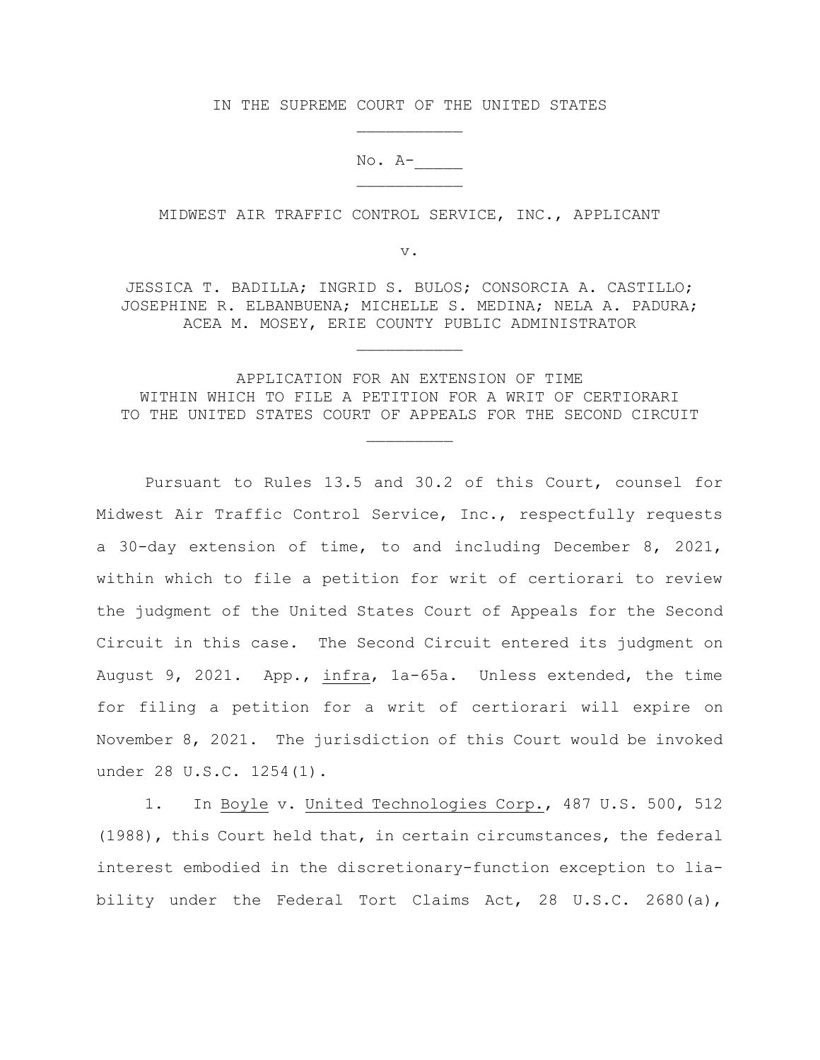IN THE SUPREME COURT OF THE UNITED STATES

No. A-_____

MIDWEST AIR TRAFFIC CONTROL SERVICE, INC., APPLICANT

v.

JESSICA T. BADILLA; INGRID S. BULOS; CONSORCIA A. CASTILLO; JOSEPHINE R. ELBANBUENA; MICHELLE S. MEDINA; NELA A. PADURA; ACEA M. MOSEY, ERIE COUNTY PUBLIC ADMINISTRATOR

APPLICATION FOR AN EXTENSION OF TIME WITHIN WHICH TO FILE A PETITION FOR A WRIT OF CERTIORARI TO THE UNITED STATES COURT OF APPEALS FOR THE SECOND CIRCUIT

Pursuant to Rules 13.5 and 30.2 of this Court, counsel for Midwest Air Traffic Control Service, Inc., respectfully requests a 30-day extension of time, to and including December 8, 2021, within which to file a petition for writ of certiorari to review the judgment of the United States Court of Appeals for the Second Circuit in this case. The Second Circuit entered its judgment on August 9, 2021. App., infra, 1a-65a. Unless extended, the time for filing a petition for a writ of certiorari will expire on November 8, 2021. The jurisdiction of this Court would be invoked under 28 U.S.C. 1254(1).

1. In Boyle v. United Technologies Corp., 487 U.S. 500, 512 (1988), this Court held that, in certain circumstances, the federal interest embodied in the discretionary-function exception to liability under the Federal Tort Claims Act, 28 U.S.C. 2680(a),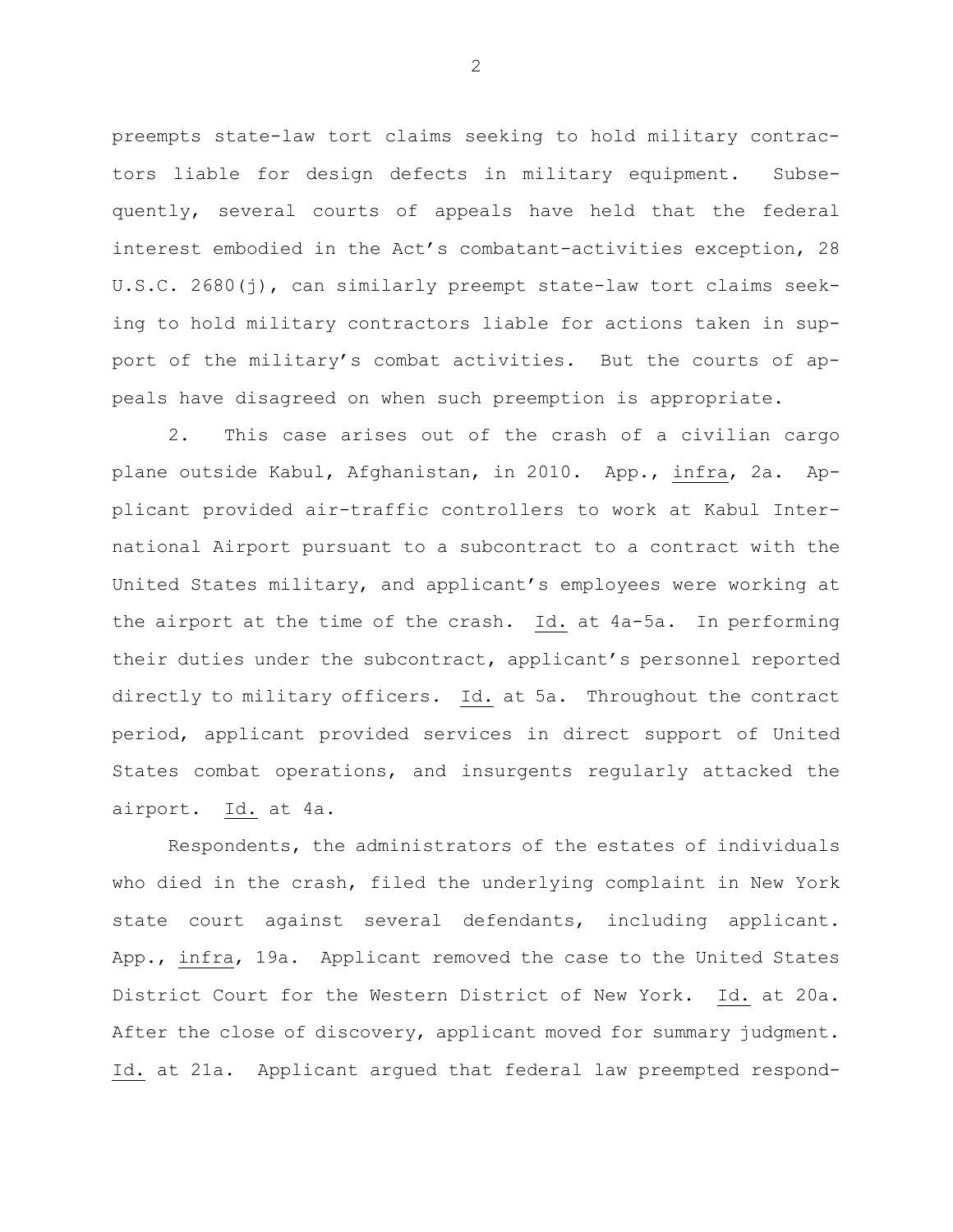preempts state-law tort claims seeking to hold military contractors liable for design defects in military equipment. Subsequently, several courts of appeals have held that the federal interest embodied in the Act's combatant-activities exception, 28 U.S.C. 2680(j), can similarly preempt state-law tort claims seeking to hold military contractors liable for actions taken in support of the military's combat activities. But the courts of appeals have disagreed on when such preemption is appropriate.

2. This case arises out of the crash of a civilian cargo plane outside Kabul, Afghanistan, in 2010. App., infra, 2a. Applicant provided air-traffic controllers to work at Kabul International Airport pursuant to a subcontract to a contract with the United States military, and applicant's employees were working at the airport at the time of the crash. Id. at 4a-5a. In performing their duties under the subcontract, applicant's personnel reported directly to military officers. Id. at 5a. Throughout the contract period, applicant provided services in direct support of United States combat operations, and insurgents regularly attacked the airport. Id. at 4a.

Respondents, the administrators of the estates of individuals who died in the crash, filed the underlying complaint in New York state court against several defendants, including applicant. App., infra, 19a. Applicant removed the case to the United States District Court for the Western District of New York. Id. at 20a. After the close of discovery, applicant moved for summary judgment. Id. at 21a. Applicant argued that federal law preempted respond-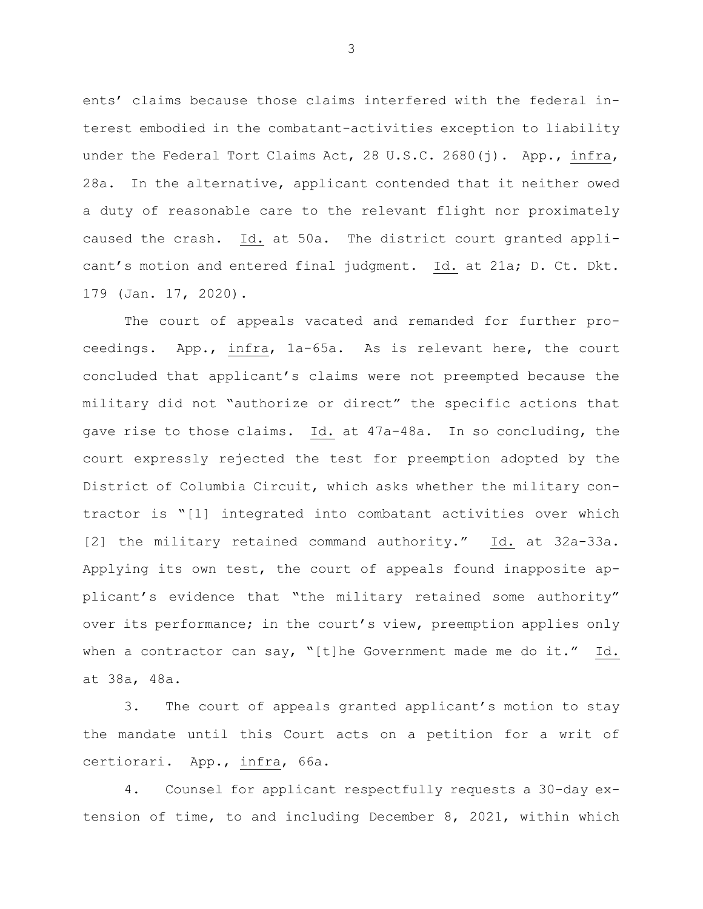ents' claims because those claims interfered with the federal interest embodied in the combatant-activities exception to liability under the Federal Tort Claims Act, 28 U.S.C. 2680(j). App., infra, 28a. In the alternative, applicant contended that it neither owed a duty of reasonable care to the relevant flight nor proximately caused the crash. Id. at 50a. The district court granted applicant's motion and entered final judgment. Id. at 21a; D. Ct. Dkt. 179 (Jan. 17, 2020).

The court of appeals vacated and remanded for further proceedings. App., infra, 1a-65a. As is relevant here, the court concluded that applicant's claims were not preempted because the military did not "authorize or direct" the specific actions that gave rise to those claims. Id. at 47a-48a. In so concluding, the court expressly rejected the test for preemption adopted by the District of Columbia Circuit, which asks whether the military contractor is "[1] integrated into combatant activities over which [2] the military retained command authority." Id. at 32a-33a. Applying its own test, the court of appeals found inapposite applicant's evidence that "the military retained some authority" over its performance; in the court's view, preemption applies only when a contractor can say, "[t]he Government made me do it." Id. at 38a, 48a.

3. The court of appeals granted applicant's motion to stay the mandate until this Court acts on a petition for a writ of certiorari. App., infra, 66a.

4. Counsel for applicant respectfully requests a 30-day extension of time, to and including December 8, 2021, within which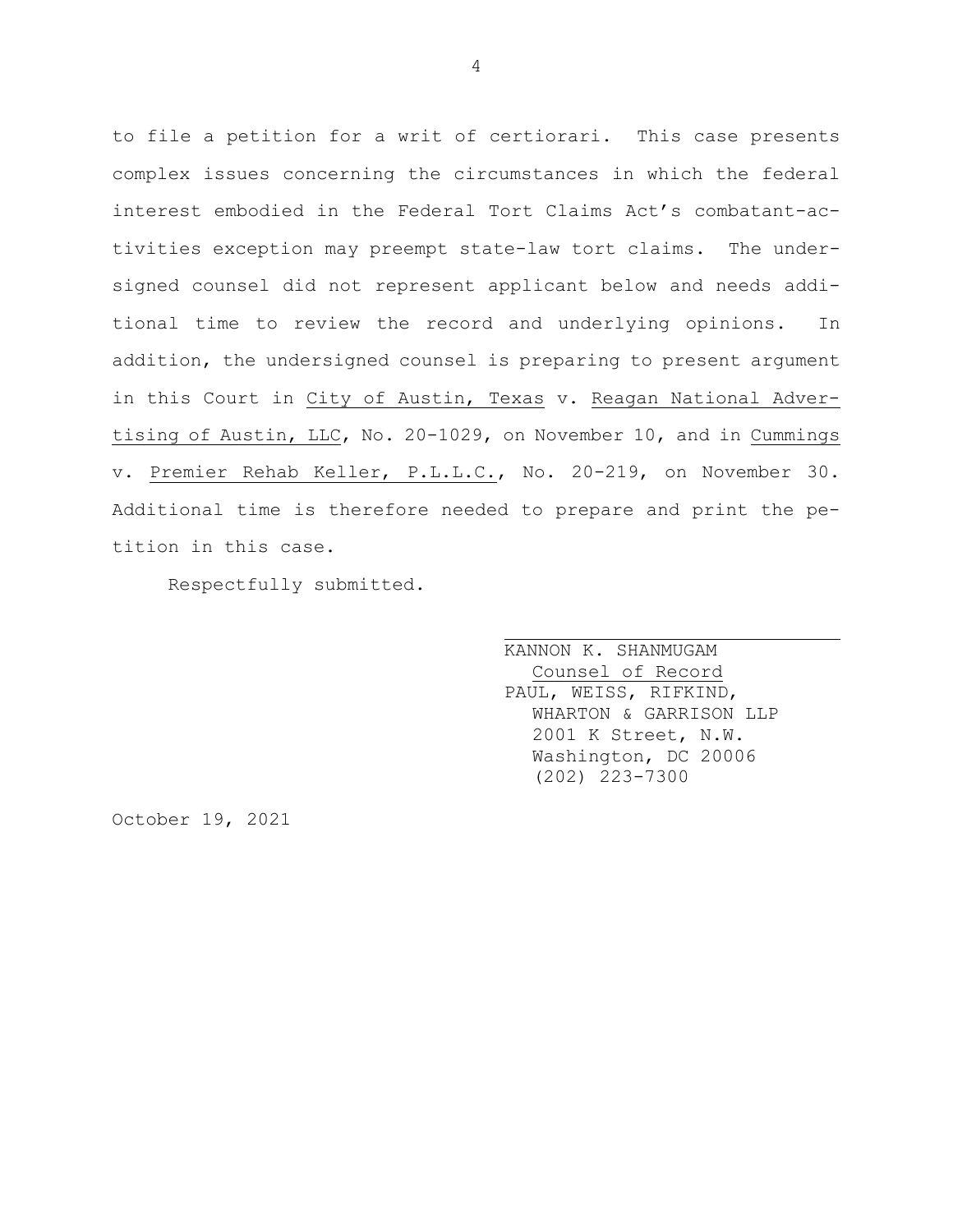to file a petition for a writ of certiorari. This case presents complex issues concerning the circumstances in which the federal interest embodied in the Federal Tort Claims Act's combatant-activities exception may preempt state-law tort claims. The undersigned counsel did not represent applicant below and needs additional time to review the record and underlying opinions. In addition, the undersigned counsel is preparing to present argument in this Court in City of Austin, Texas v. Reagan National Advertising of Austin, LLC, No. 20-1029, on November 10, and in Cummings v. Premier Rehab Keller, P.L.L.C., No. 20-219, on November 30. Additional time is therefore needed to prepare and print the petition in this case.

Respectfully submitted.

KANNON K. SHANMUGAM
Counsel of Record
PAUL, WEISS, RIFKIND,
WHARTON & GARRISON LLP
2001 K Street, N.W.
Washington, DC 20006
(202) 223-7300

October 19, 2021